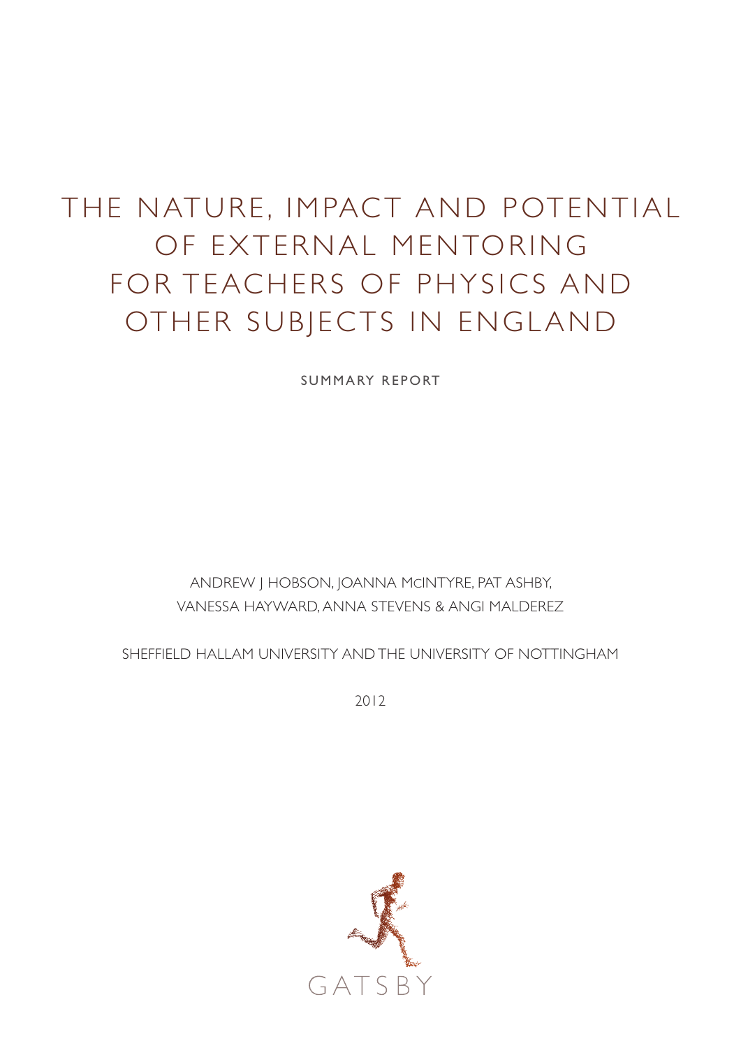# THE NATURE, IMPACT AND POTENTIAL OF EXTERNAL MENTORING FOR TEACHERS OF PHYSICS AND OTHER SUBJECTS IN ENGLAND

SUMMARY REPORT

ANDREW J HOBSON, JOANNA McINTYRE, PAT ASHBY, VANESSA HAYWARD, ANNA STEVENS & ANGI MALDEREZ

SHEFFIELD HALLAM UNIVERSITY AND THE UNIVERSITY OF NOTTINGHAM

2012

GATSBY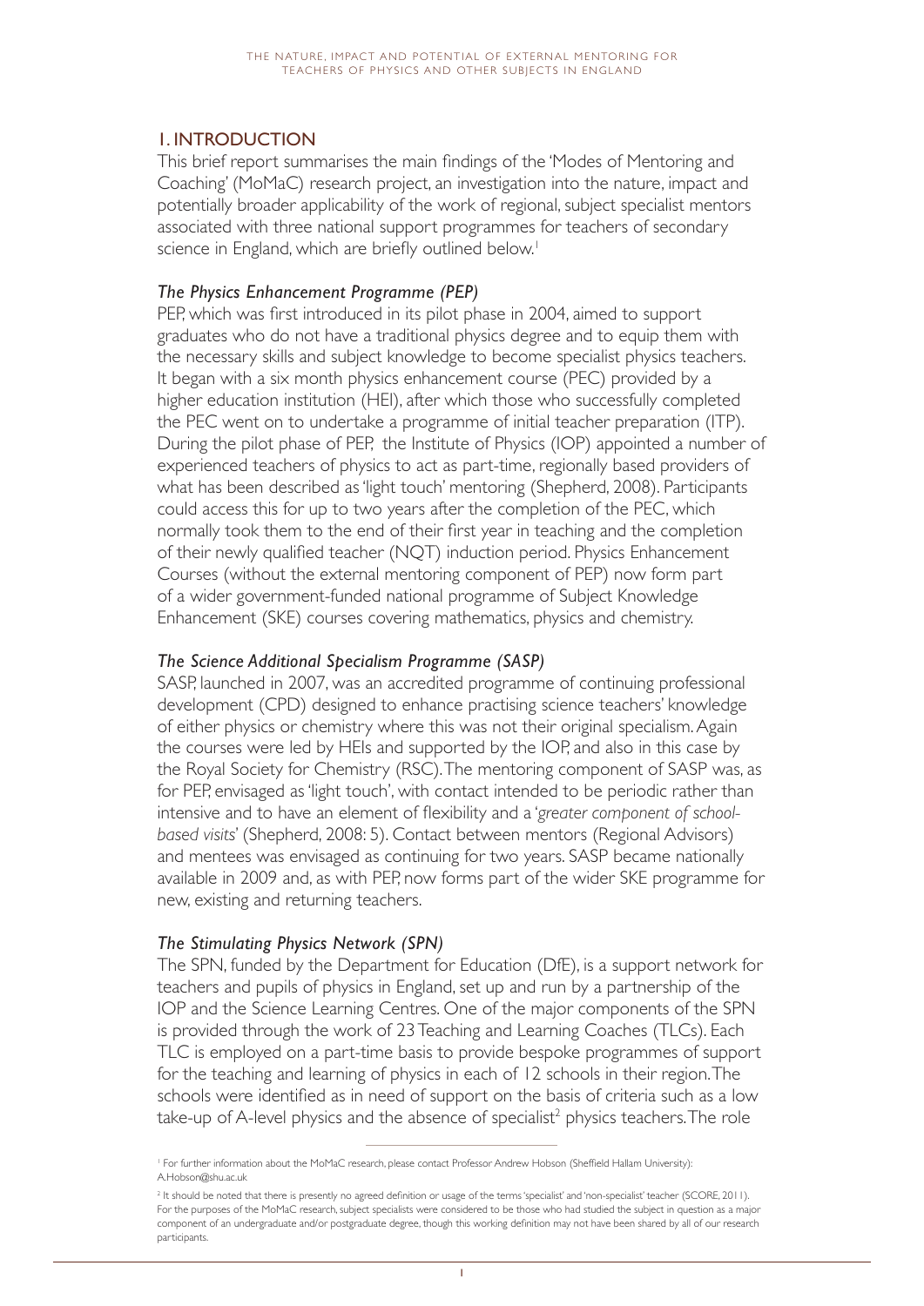## 1. INTRODUCTION

This brief report summarises the main findings of the 'Modes of Mentoring and Coaching' (MoMaC) research project, an investigation into the nature, impact and potentially broader applicability of the work of regional, subject specialist mentors associated with three national support programmes for teachers of secondary science in England, which are briefly outlined below.[1]

### *The Physics Enhancement Programme (PEP)*

PEP, which was first introduced in its pilot phase in 2004, aimed to support graduates who do not have a traditional physics degree and to equip them with the necessary skills and subject knowledge to become specialist physics teachers. It began with a six month physics enhancement course (PEC) provided by a higher education institution (HEI), after which those who successfully completed the PEC went on to undertake a programme of initial teacher preparation (ITP). During the pilot phase of PEP, the Institute of Physics (IOP) appointed a number of experienced teachers of physics to act as part-time, regionally based providers of what has been described as 'light touch' mentoring (Shepherd, 2008). Participants could access this for up to two years after the completion of the PEC, which normally took them to the end of their first year in teaching and the completion of their newly qualified teacher (NQT) induction period. Physics Enhancement Courses (without the external mentoring component of PEP) now form part of a wider government-funded national programme of Subject Knowledge Enhancement (SKE) courses covering mathematics, physics and chemistry.

### *The Science Additional Specialism Programme (SASP)*

SASP, launched in 2007, was an accredited programme of continuing professional development (CPD) designed to enhance practising science teachers' knowledge of either physics or chemistry where this was not their original specialism. Again the courses were led by HEIs and supported by the IOP, and also in this case by the Royal Society for Chemistry (RSC). The mentoring component of SASP was, as for PEP, envisaged as 'light touch', with contact intended to be periodic rather than intensive and to have an element of flexibility and a '*greater component of school-based visits*' (Shepherd, 2008: 5). Contact between mentors (Regional Advisors) and mentees was envisaged as continuing for two years. SASP became nationally available in 2009 and, as with PEP, now forms part of the wider SKE programme for new, existing and returning teachers.

### *The Stimulating Physics Network (SPN)*

The SPN, funded by the Department for Education (DfE), is a support network for teachers and pupils of physics in England, set up and run by a partnership of the IOP and the Science Learning Centres. One of the major components of the SPN is provided through the work of 23 Teaching and Learning Coaches (TLCs). Each TLC is employed on a part-time basis to provide bespoke programmes of support for the teaching and learning of physics in each of 12 schools in their region. The schools were identified as in need of support on the basis of criteria such as a low take-up of A-level physics and the absence of specialist[2] physics teachers. The role

---

[1] For further information about the MoMaC research, please contact Professor Andrew Hobson (Sheffield Hallam University): A.Hobson@shu.ac.uk

[2] It should be noted that there is presently no agreed definition or usage of the terms 'specialist' and 'non-specialist' teacher (SCORE, 2011). For the purposes of the MoMaC research, subject specialists were considered to be those who had studied the subject in question as a major component of an undergraduate and/or postgraduate degree, though this working definition may not have been shared by all of our research participants.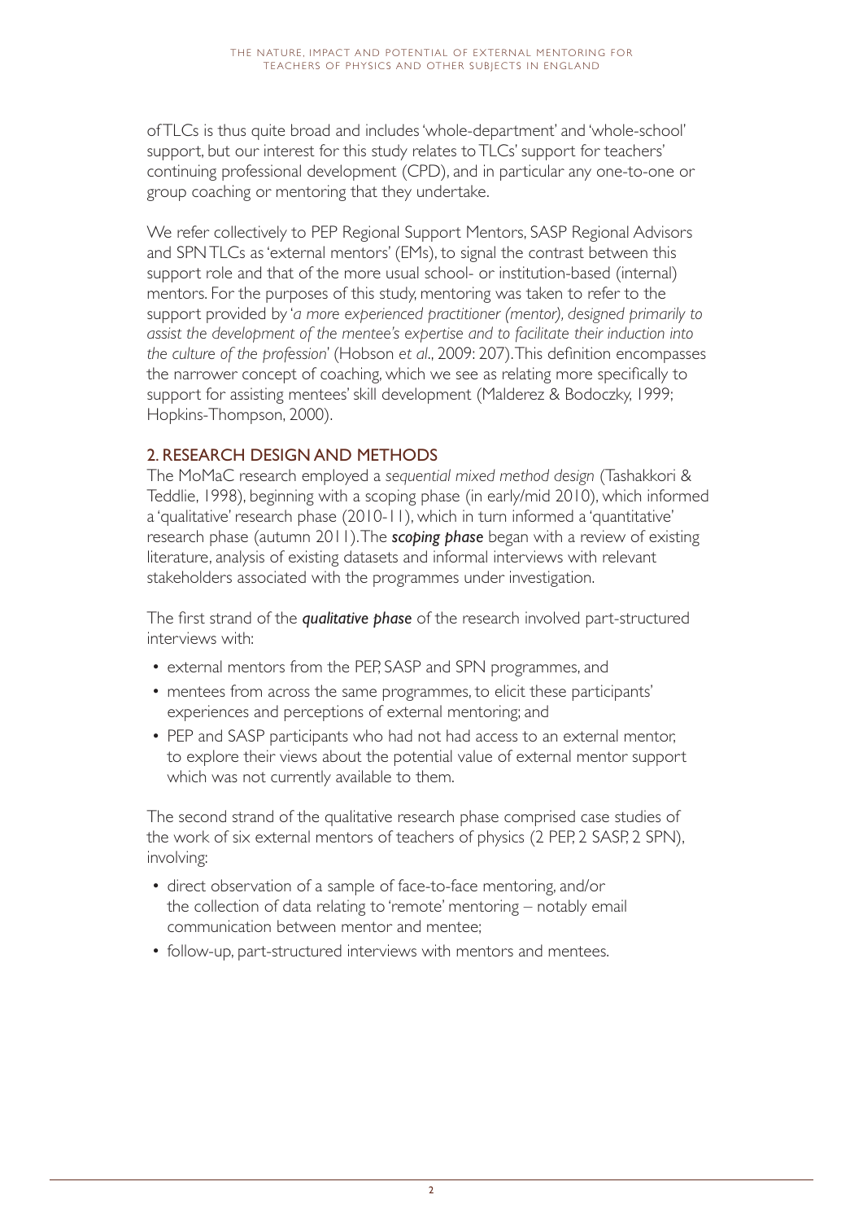of TLCs is thus quite broad and includes 'whole-department' and 'whole-school' support, but our interest for this study relates to TLCs' support for teachers' continuing professional development (CPD), and in particular any one-to-one or group coaching or mentoring that they undertake.

We refer collectively to PEP Regional Support Mentors, SASP Regional Advisors and SPN TLCs as 'external mentors' (EMs), to signal the contrast between this support role and that of the more usual school- or institution-based (internal) mentors. For the purposes of this study, mentoring was taken to refer to the support provided by '*a more experienced practitioner (mentor), designed primarily to assist the development of the mentee's expertise and to facilitate their induction into the culture of the profession*' (Hobson *et al*., 2009: 207). This definition encompasses the narrower concept of coaching, which we see as relating more specifically to support for assisting mentees' skill development (Malderez & Bodoczky, 1999; Hopkins-Thompson, 2000).

## 2. RESEARCH DESIGN AND METHODS

The MoMaC research employed a *sequential mixed method design* (Tashakkori & Teddlie, 1998), beginning with a scoping phase (in early/mid 2010), which informed a 'qualitative' research phase (2010-11), which in turn informed a 'quantitative' research phase (autumn 2011). The ***scoping phase*** began with a review of existing literature, analysis of existing datasets and informal interviews with relevant stakeholders associated with the programmes under investigation.

The first strand of the ***qualitative phase*** of the research involved part-structured interviews with:

- external mentors from the PEP, SASP and SPN programmes, and
- mentees from across the same programmes, to elicit these participants' experiences and perceptions of external mentoring; and
- PEP and SASP participants who had not had access to an external mentor, to explore their views about the potential value of external mentor support which was not currently available to them.

The second strand of the qualitative research phase comprised case studies of the work of six external mentors of teachers of physics (2 PEP, 2 SASP, 2 SPN), involving:

- direct observation of a sample of face-to-face mentoring, and/or the collection of data relating to 'remote' mentoring – notably email communication between mentor and mentee;
- follow-up, part-structured interviews with mentors and mentees.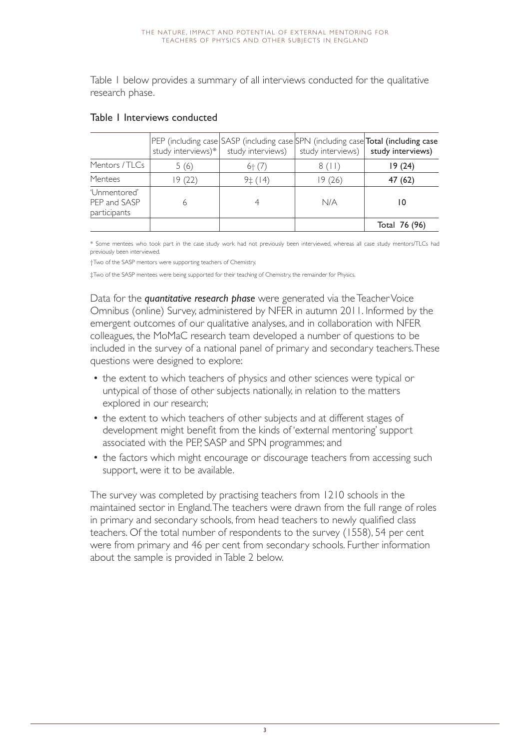Table 1 below provides a summary of all interviews conducted for the qualitative research phase.

### Table 1 Interviews conducted

| | PEP (including case study interviews)* | SASP (including case study interviews) | SPN (including case study interviews) | **Total (including case study interviews)** |
|---|---|---|---|---|
| Mentors / TLCs | 5 (6) | 6† (7) | 8 (11) | **19 (24)** |
| Mentees | 19 (22) | 9‡ (14) | 19 (26) | **47 (62)** |
| 'Unmentored' PEP and SASP participants | 6 | 4 | N/A | **10** |
| | | | | Total 76 (96) |

\* Some mentees who took part in the case study work had not previously been interviewed, whereas all case study mentors/TLCs had previously been interviewed.

†Two of the SASP mentors were supporting teachers of Chemistry.

‡Two of the SASP mentees were being supported for their teaching of Chemistry, the remainder for Physics.

Data for the ***quantitative research phase*** were generated via the Teacher Voice Omnibus (online) Survey, administered by NFER in autumn 2011. Informed by the emergent outcomes of our qualitative analyses, and in collaboration with NFER colleagues, the MoMaC research team developed a number of questions to be included in the survey of a national panel of primary and secondary teachers. These questions were designed to explore:

- the extent to which teachers of physics and other sciences were typical or untypical of those of other subjects nationally, in relation to the matters explored in our research;
- the extent to which teachers of other subjects and at different stages of development might benefit from the kinds of 'external mentoring' support associated with the PEP, SASP and SPN programmes; and
- the factors which might encourage or discourage teachers from accessing such support, were it to be available.

The survey was completed by practising teachers from 1210 schools in the maintained sector in England. The teachers were drawn from the full range of roles in primary and secondary schools, from head teachers to newly qualified class teachers. Of the total number of respondents to the survey (1558), 54 per cent were from primary and 46 per cent from secondary schools. Further information about the sample is provided in Table 2 below.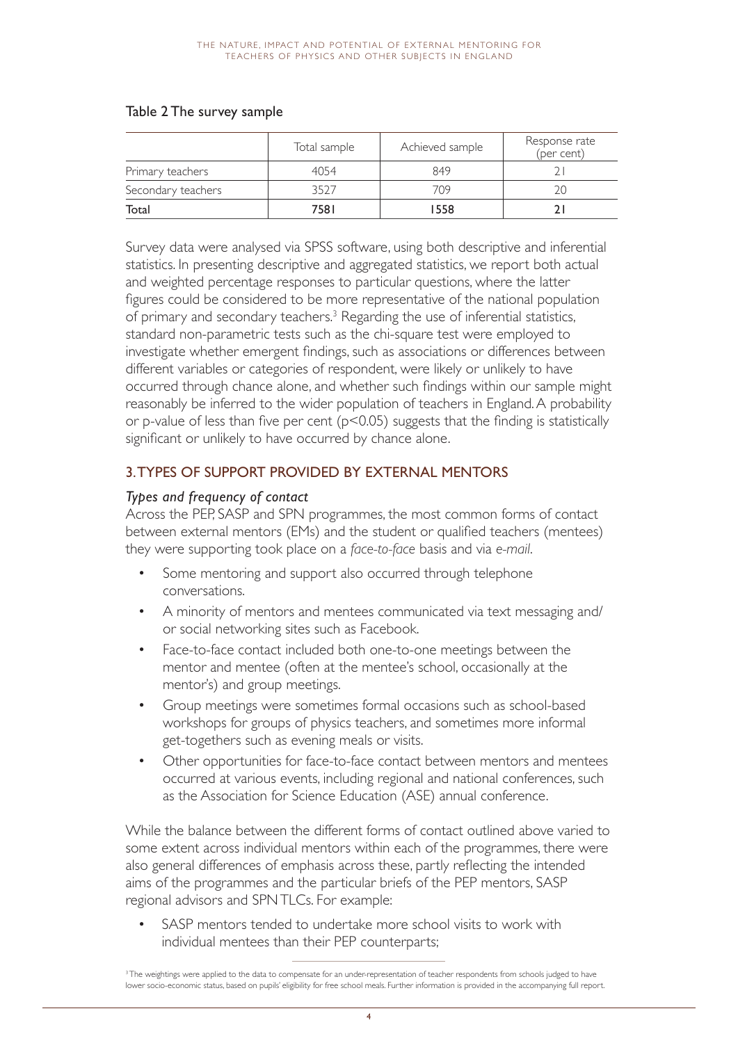Table 2 The survey sample

| | Total sample | Achieved sample | Response rate (per cent) |
|---|---|---|---|
| Primary teachers | 4054 | 849 | 21 |
| Secondary teachers | 3527 | 709 | 20 |
| **Total** | **7581** | **1558** | **21** |

Survey data were analysed via SPSS software, using both descriptive and inferential statistics. In presenting descriptive and aggregated statistics, we report both actual and weighted percentage responses to particular questions, where the latter figures could be considered to be more representative of the national population of primary and secondary teachers.[3] Regarding the use of inferential statistics, standard non-parametric tests such as the chi-square test were employed to investigate whether emergent findings, such as associations or differences between different variables or categories of respondent, were likely or unlikely to have occurred through chance alone, and whether such findings within our sample might reasonably be inferred to the wider population of teachers in England. A probability or p-value of less than five per cent ($p<0.05$) suggests that the finding is statistically significant or unlikely to have occurred by chance alone.

## 3. TYPES OF SUPPORT PROVIDED BY EXTERNAL MENTORS

### *Types and frequency of contact*

Across the PEP, SASP and SPN programmes, the most common forms of contact between external mentors (EMs) and the student or qualified teachers (mentees) they were supporting took place on a *face-to-face* basis and via *e-mail*.

- Some mentoring and support also occurred through telephone conversations.
- A minority of mentors and mentees communicated via text messaging and/or social networking sites such as Facebook.
- Face-to-face contact included both one-to-one meetings between the mentor and mentee (often at the mentee's school, occasionally at the mentor's) and group meetings.
- Group meetings were sometimes formal occasions such as school-based workshops for groups of physics teachers, and sometimes more informal get-togethers such as evening meals or visits.
- Other opportunities for face-to-face contact between mentors and mentees occurred at various events, including regional and national conferences, such as the Association for Science Education (ASE) annual conference.

While the balance between the different forms of contact outlined above varied to some extent across individual mentors within each of the programmes, there were also general differences of emphasis across these, partly reflecting the intended aims of the programmes and the particular briefs of the PEP mentors, SASP regional advisors and SPN TLCs. For example:

- SASP mentors tended to undertake more school visits to work with individual mentees than their PEP counterparts;

[3] The weightings were applied to the data to compensate for an under-representation of teacher respondents from schools judged to have lower socio-economic status, based on pupils' eligibility for free school meals. Further information is provided in the accompanying full report.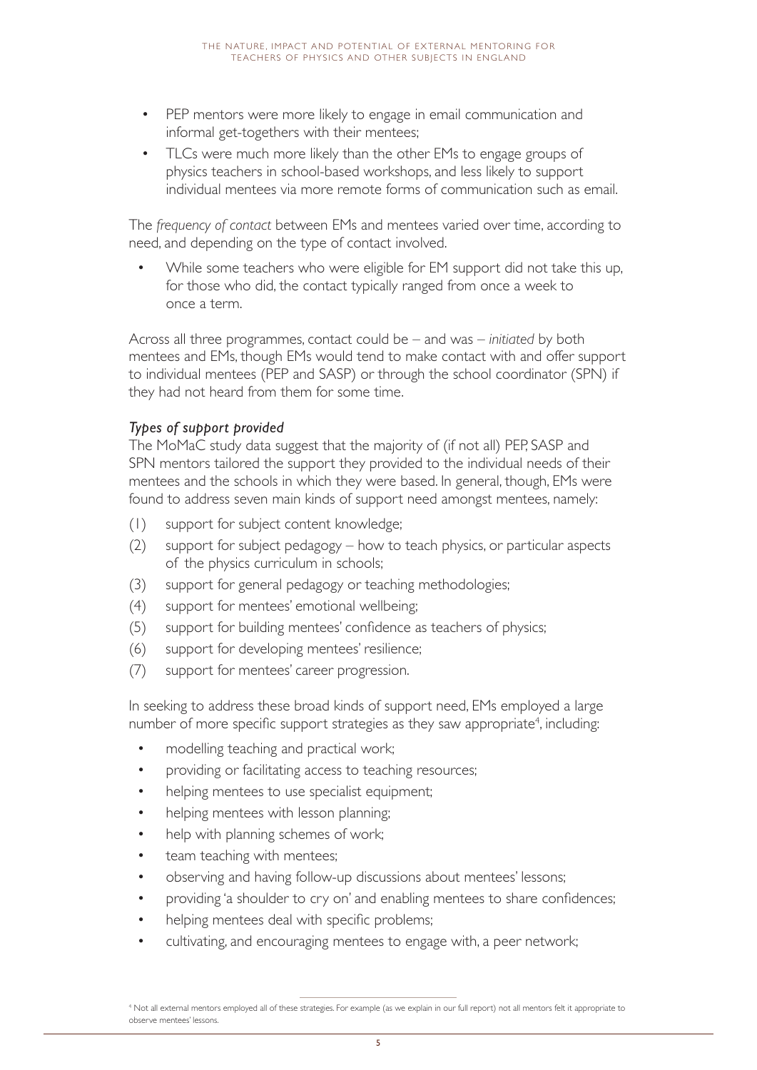- PEP mentors were more likely to engage in email communication and informal get-togethers with their mentees;
- TLCs were much more likely than the other EMs to engage groups of physics teachers in school-based workshops, and less likely to support individual mentees via more remote forms of communication such as email.

The *frequency of contact* between EMs and mentees varied over time, according to need, and depending on the type of contact involved.

- While some teachers who were eligible for EM support did not take this up, for those who did, the contact typically ranged from once a week to once a term.

Across all three programmes, contact could be – and was – *initiated* by both mentees and EMs, though EMs would tend to make contact with and offer support to individual mentees (PEP and SASP) or through the school coordinator (SPN) if they had not heard from them for some time.

### *Types of support provided*

The MoMaC study data suggest that the majority of (if not all) PEP, SASP and SPN mentors tailored the support they provided to the individual needs of their mentees and the schools in which they were based. In general, though, EMs were found to address seven main kinds of support need amongst mentees, namely:

(1) support for subject content knowledge;
(2) support for subject pedagogy – how to teach physics, or particular aspects of the physics curriculum in schools;
(3) support for general pedagogy or teaching methodologies;
(4) support for mentees' emotional wellbeing;
(5) support for building mentees' confidence as teachers of physics;
(6) support for developing mentees' resilience;
(7) support for mentees' career progression.

In seeking to address these broad kinds of support need, EMs employed a large number of more specific support strategies as they saw appropriate[4], including:

- modelling teaching and practical work;
- providing or facilitating access to teaching resources;
- helping mentees to use specialist equipment;
- helping mentees with lesson planning;
- help with planning schemes of work;
- team teaching with mentees;
- observing and having follow-up discussions about mentees' lessons;
- providing 'a shoulder to cry on' and enabling mentees to share confidences;
- helping mentees deal with specific problems;
- cultivating, and encouraging mentees to engage with, a peer network;

[4] Not all external mentors employed all of these strategies. For example (as we explain in our full report) not all mentors felt it appropriate to observe mentees' lessons.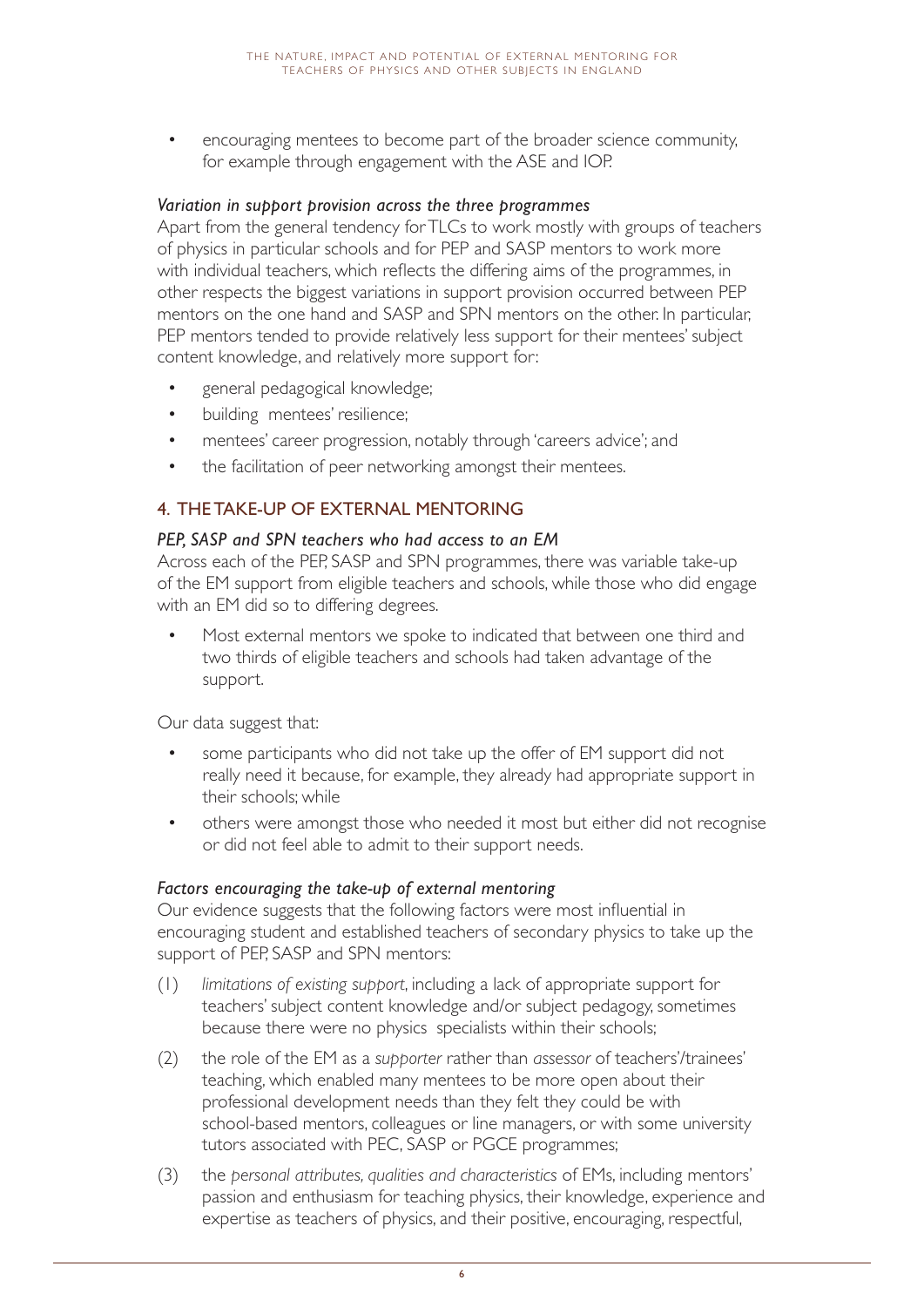- encouraging mentees to become part of the broader science community, for example through engagement with the ASE and IOP.

*Variation in support provision across the three programmes*

Apart from the general tendency for TLCs to work mostly with groups of teachers of physics in particular schools and for PEP and SASP mentors to work more with individual teachers, which reflects the differing aims of the programmes, in other respects the biggest variations in support provision occurred between PEP mentors on the one hand and SASP and SPN mentors on the other. In particular, PEP mentors tended to provide relatively less support for their mentees' subject content knowledge, and relatively more support for:

- general pedagogical knowledge;
- building mentees' resilience;
- mentees' career progression, notably through 'careers advice'; and
- the facilitation of peer networking amongst their mentees.

## 4. THE TAKE-UP OF EXTERNAL MENTORING

*PEP, SASP and SPN teachers who had access to an EM*

Across each of the PEP, SASP and SPN programmes, there was variable take-up of the EM support from eligible teachers and schools, while those who did engage with an EM did so to differing degrees.

- Most external mentors we spoke to indicated that between one third and two thirds of eligible teachers and schools had taken advantage of the support.

Our data suggest that:

- some participants who did not take up the offer of EM support did not really need it because, for example, they already had appropriate support in their schools; while
- others were amongst those who needed it most but either did not recognise or did not feel able to admit to their support needs.

*Factors encouraging the take-up of external mentoring*

Our evidence suggests that the following factors were most influential in encouraging student and established teachers of secondary physics to take up the support of PEP, SASP and SPN mentors:

(1) *limitations of existing support*, including a lack of appropriate support for teachers' subject content knowledge and/or subject pedagogy, sometimes because there were no physics specialists within their schools;

(2) the role of the EM as a *supporter* rather than *assessor* of teachers'/trainees' teaching, which enabled many mentees to be more open about their professional development needs than they felt they could be with school-based mentors, colleagues or line managers, or with some university tutors associated with PEC, SASP or PGCE programmes;

(3) the *personal attributes, qualities and characteristics* of EMs, including mentors' passion and enthusiasm for teaching physics, their knowledge, experience and expertise as teachers of physics, and their positive, encouraging, respectful,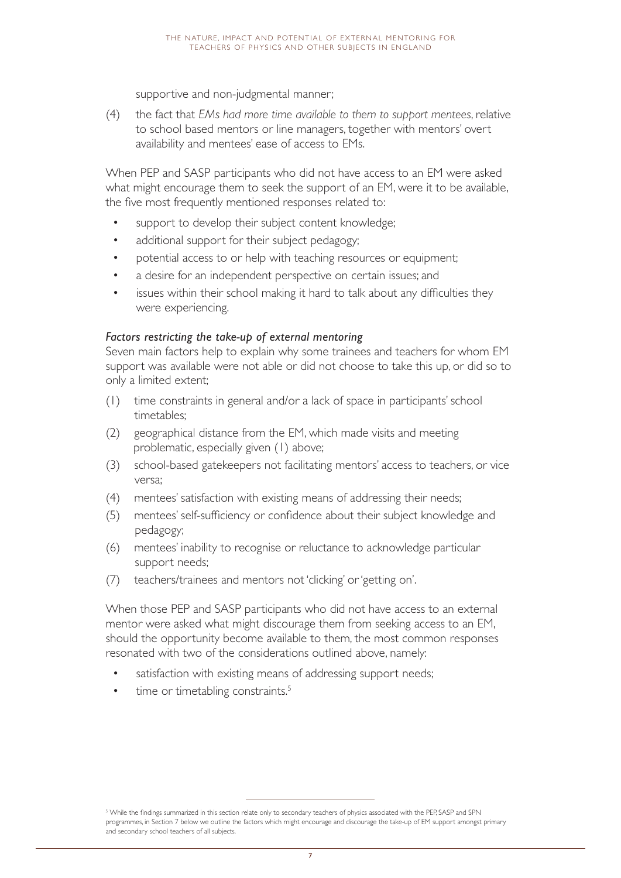supportive and non-judgmental manner;

(4) the fact that *EMs had more time available to them to support mentees*, relative to school based mentors or line managers, together with mentors' overt availability and mentees' ease of access to EMs.

When PEP and SASP participants who did not have access to an EM were asked what might encourage them to seek the support of an EM, were it to be available, the five most frequently mentioned responses related to:

- support to develop their subject content knowledge;
- additional support for their subject pedagogy;
- potential access to or help with teaching resources or equipment;
- a desire for an independent perspective on certain issues; and
- issues within their school making it hard to talk about any difficulties they were experiencing.

### *Factors restricting the take-up of external mentoring*

Seven main factors help to explain why some trainees and teachers for whom EM support was available were not able or did not choose to take this up, or did so to only a limited extent;

(1) time constraints in general and/or a lack of space in participants' school timetables;

(2) geographical distance from the EM, which made visits and meeting problematic, especially given (1) above;

(3) school-based gatekeepers not facilitating mentors' access to teachers, or vice versa;

(4) mentees' satisfaction with existing means of addressing their needs;

(5) mentees' self-sufficiency or confidence about their subject knowledge and pedagogy;

(6) mentees' inability to recognise or reluctance to acknowledge particular support needs;

(7) teachers/trainees and mentors not 'clicking' or 'getting on'.

When those PEP and SASP participants who did not have access to an external mentor were asked what might discourage them from seeking access to an EM, should the opportunity become available to them, the most common responses resonated with two of the considerations outlined above, namely:

- satisfaction with existing means of addressing support needs;
- time or timetabling constraints.[5]

[5] While the findings summarized in this section relate only to secondary teachers of physics associated with the PEP, SASP and SPN programmes, in Section 7 below we outline the factors which might encourage and discourage the take-up of EM support amongst primary and secondary school teachers of all subjects.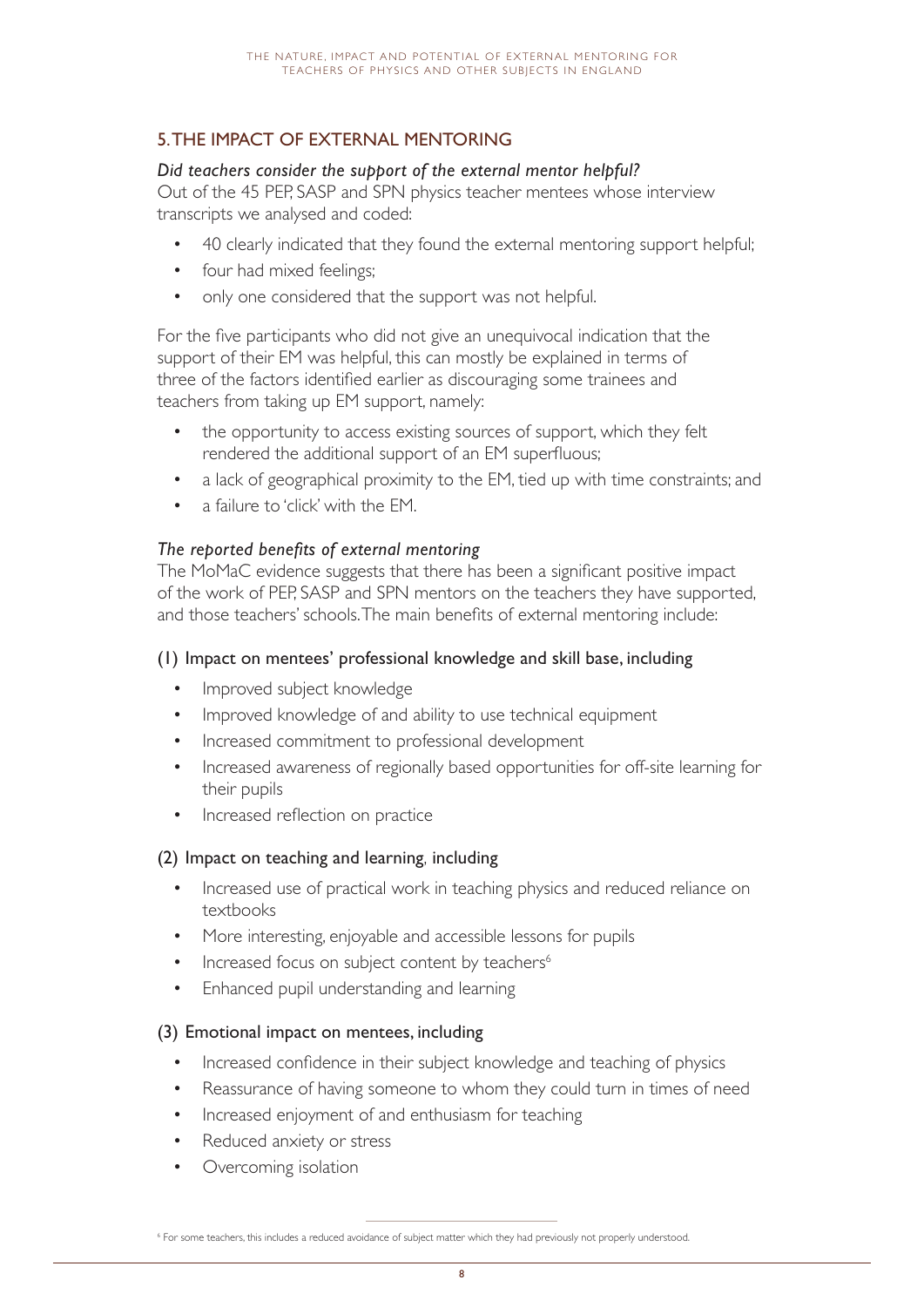## 5. THE IMPACT OF EXTERNAL MENTORING

*Did teachers consider the support of the external mentor helpful?*

Out of the 45 PEP, SASP and SPN physics teacher mentees whose interview transcripts we analysed and coded:

- 40 clearly indicated that they found the external mentoring support helpful;
- four had mixed feelings;
- only one considered that the support was not helpful.

For the five participants who did not give an unequivocal indication that the support of their EM was helpful, this can mostly be explained in terms of three of the factors identified earlier as discouraging some trainees and teachers from taking up EM support, namely:

- the opportunity to access existing sources of support, which they felt rendered the additional support of an EM superfluous;
- a lack of geographical proximity to the EM, tied up with time constraints; and
- a failure to 'click' with the EM.

*The reported benefits of external mentoring*

The MoMaC evidence suggests that there has been a significant positive impact of the work of PEP, SASP and SPN mentors on the teachers they have supported, and those teachers' schools. The main benefits of external mentoring include:

(1) Impact on mentees' professional knowledge and skill base, including

- Improved subject knowledge
- Improved knowledge of and ability to use technical equipment
- Increased commitment to professional development
- Increased awareness of regionally based opportunities for off-site learning for their pupils
- Increased reflection on practice

(2) Impact on teaching and learning, including

- Increased use of practical work in teaching physics and reduced reliance on textbooks
- More interesting, enjoyable and accessible lessons for pupils
- Increased focus on subject content by teachers[6]
- Enhanced pupil understanding and learning

(3) Emotional impact on mentees, including

- Increased confidence in their subject knowledge and teaching of physics
- Reassurance of having someone to whom they could turn in times of need
- Increased enjoyment of and enthusiasm for teaching
- Reduced anxiety or stress
- Overcoming isolation

---

[6] For some teachers, this includes a reduced avoidance of subject matter which they had previously not properly understood.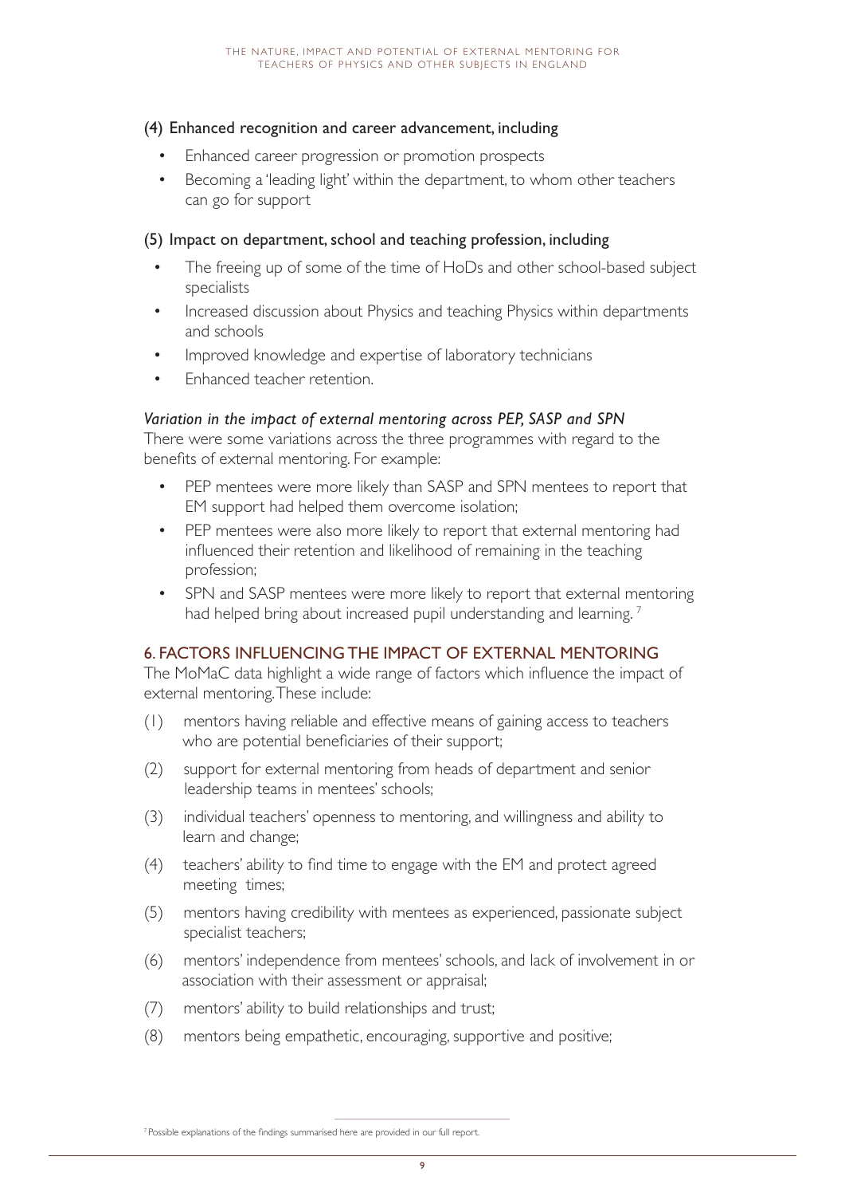### (4) Enhanced recognition and career advancement, including

- Enhanced career progression or promotion prospects
- Becoming a 'leading light' within the department, to whom other teachers can go for support

### (5) Impact on department, school and teaching profession, including

- The freeing up of some of the time of HoDs and other school-based subject specialists
- Increased discussion about Physics and teaching Physics within departments and schools
- Improved knowledge and expertise of laboratory technicians
- Enhanced teacher retention.

*Variation in the impact of external mentoring across PEP, SASP and SPN*

There were some variations across the three programmes with regard to the benefits of external mentoring. For example:

- PEP mentees were more likely than SASP and SPN mentees to report that EM support had helped them overcome isolation;
- PEP mentees were also more likely to report that external mentoring had influenced their retention and likelihood of remaining in the teaching profession;
- SPN and SASP mentees were more likely to report that external mentoring had helped bring about increased pupil understanding and learning.[7]

## 6. FACTORS INFLUENCING THE IMPACT OF EXTERNAL MENTORING

The MoMaC data highlight a wide range of factors which influence the impact of external mentoring. These include:

(1) mentors having reliable and effective means of gaining access to teachers who are potential beneficiaries of their support;

(2) support for external mentoring from heads of department and senior leadership teams in mentees' schools;

(3) individual teachers' openness to mentoring, and willingness and ability to learn and change;

(4) teachers' ability to find time to engage with the EM and protect agreed meeting times;

(5) mentors having credibility with mentees as experienced, passionate subject specialist teachers;

(6) mentors' independence from mentees' schools, and lack of involvement in or association with their assessment or appraisal;

(7) mentors' ability to build relationships and trust;

(8) mentors being empathetic, encouraging, supportive and positive;

[7] Possible explanations of the findings summarised here are provided in our full report.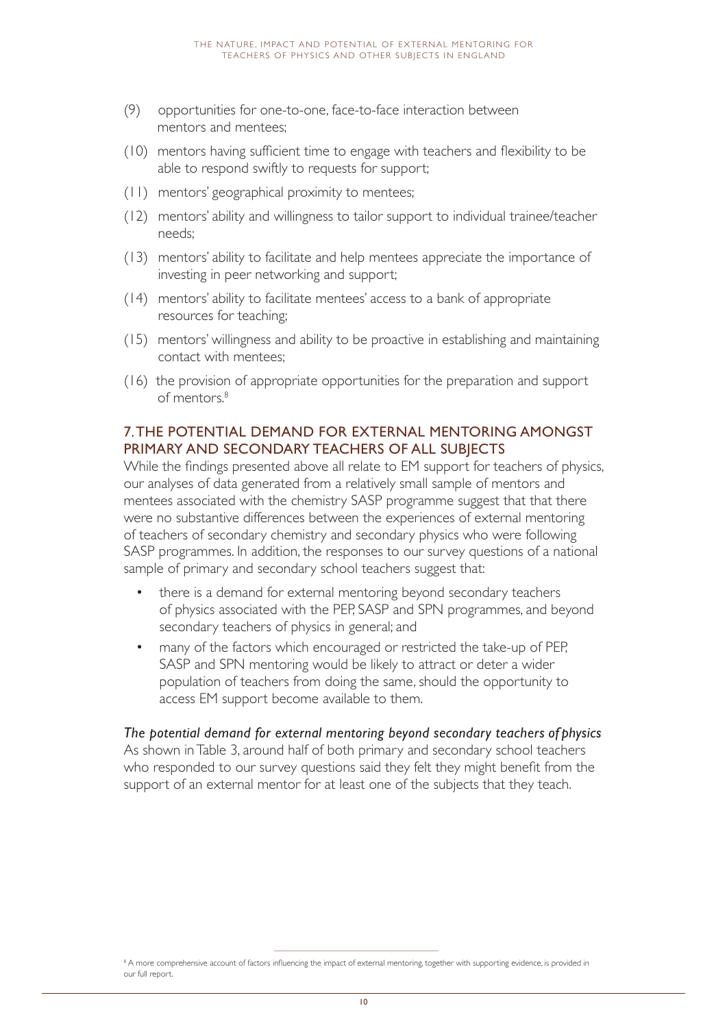(9) opportunities for one-to-one, face-to-face interaction between mentors and mentees;

(10) mentors having sufficient time to engage with teachers and flexibility to be able to respond swiftly to requests for support;

(11) mentors' geographical proximity to mentees;

(12) mentors' ability and willingness to tailor support to individual trainee/teacher needs;

(13) mentors' ability to facilitate and help mentees appreciate the importance of investing in peer networking and support;

(14) mentors' ability to facilitate mentees' access to a bank of appropriate resources for teaching;

(15) mentors' willingness and ability to be proactive in establishing and maintaining contact with mentees;

(16) the provision of appropriate opportunities for the preparation and support of mentors.[8]

## 7. THE POTENTIAL DEMAND FOR EXTERNAL MENTORING AMONGST PRIMARY AND SECONDARY TEACHERS OF ALL SUBJECTS

While the findings presented above all relate to EM support for teachers of physics, our analyses of data generated from a relatively small sample of mentors and mentees associated with the chemistry SASP programme suggest that that there were no substantive differences between the experiences of external mentoring of teachers of secondary chemistry and secondary physics who were following SASP programmes. In addition, the responses to our survey questions of a national sample of primary and secondary school teachers suggest that:

- there is a demand for external mentoring beyond secondary teachers of physics associated with the PEP, SASP and SPN programmes, and beyond secondary teachers of physics in general; and
- many of the factors which encouraged or restricted the take-up of PEP, SASP and SPN mentoring would be likely to attract or deter a wider population of teachers from doing the same, should the opportunity to access EM support become available to them.

*The potential demand for external mentoring beyond secondary teachers of physics*

As shown in Table 3, around half of both primary and secondary school teachers who responded to our survey questions said they felt they might benefit from the support of an external mentor for at least one of the subjects that they teach.

[8] A more comprehensive account of factors influencing the impact of external mentoring, together with supporting evidence, is provided in our full report.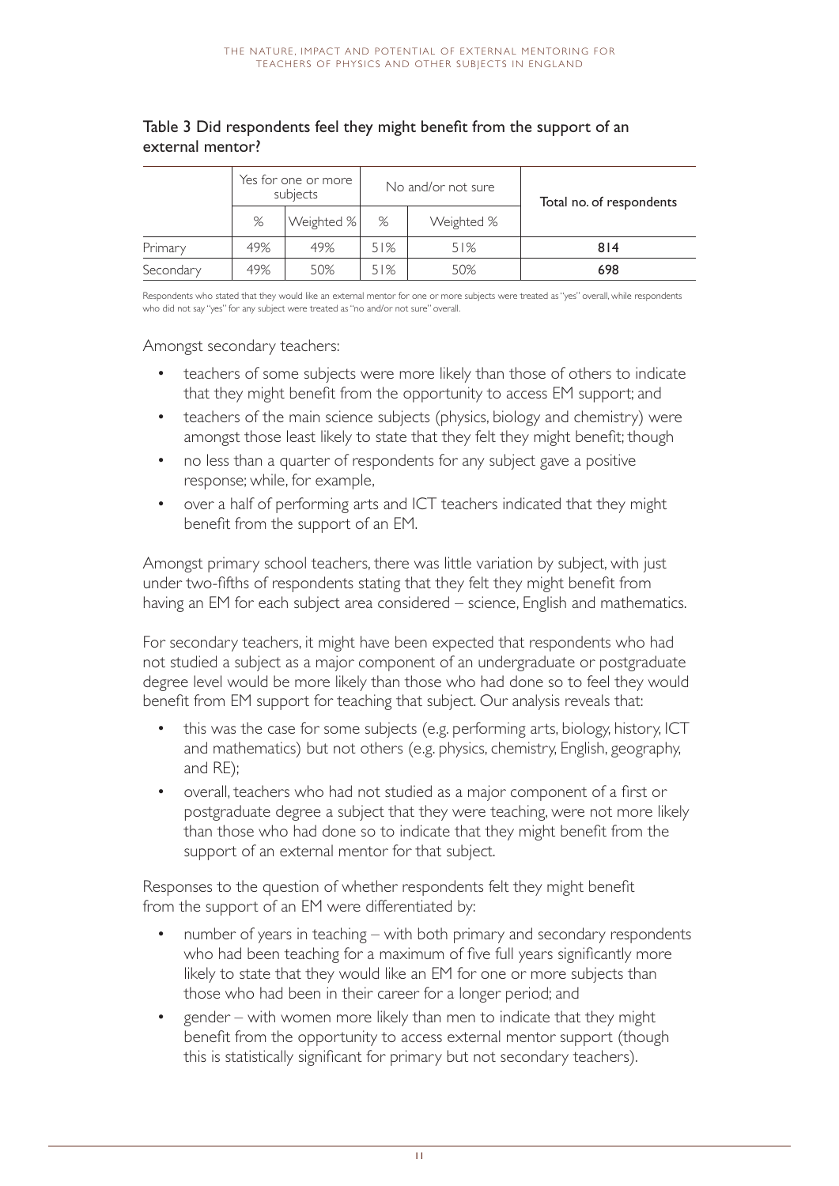Table 3 Did respondents feel they might benefit from the support of an external mentor?

| | Yes for one or more subjects | | No and/or not sure | | Total no. of respondents |
|---|---|---|---|---|---|
| | % | Weighted % | % | Weighted % | |
| Primary | 49% | 49% | 51% | 51% | **814** |
| Secondary | 49% | 50% | 51% | 50% | **698** |

Respondents who stated that they would like an external mentor for one or more subjects were treated as "yes" overall, while respondents who did not say "yes" for any subject were treated as "no and/or not sure" overall.

Amongst secondary teachers:

- teachers of some subjects were more likely than those of others to indicate that they might benefit from the opportunity to access EM support; and
- teachers of the main science subjects (physics, biology and chemistry) were amongst those least likely to state that they felt they might benefit; though
- no less than a quarter of respondents for any subject gave a positive response; while, for example,
- over a half of performing arts and ICT teachers indicated that they might benefit from the support of an EM.

Amongst primary school teachers, there was little variation by subject, with just under two-fifths of respondents stating that they felt they might benefit from having an EM for each subject area considered – science, English and mathematics.

For secondary teachers, it might have been expected that respondents who had not studied a subject as a major component of an undergraduate or postgraduate degree level would be more likely than those who had done so to feel they would benefit from EM support for teaching that subject. Our analysis reveals that:

- this was the case for some subjects (e.g. performing arts, biology, history, ICT and mathematics) but not others (e.g. physics, chemistry, English, geography, and RE);
- overall, teachers who had not studied as a major component of a first or postgraduate degree a subject that they were teaching, were not more likely than those who had done so to indicate that they might benefit from the support of an external mentor for that subject.

Responses to the question of whether respondents felt they might benefit from the support of an EM were differentiated by:

- number of years in teaching – with both primary and secondary respondents who had been teaching for a maximum of five full years significantly more likely to state that they would like an EM for one or more subjects than those who had been in their career for a longer period; and
- gender – with women more likely than men to indicate that they might benefit from the opportunity to access external mentor support (though this is statistically significant for primary but not secondary teachers).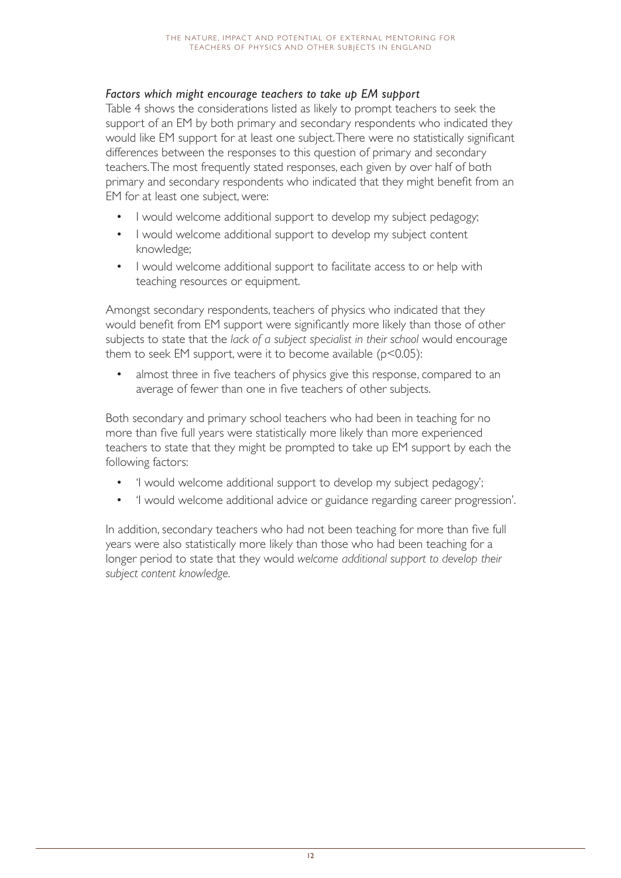*Factors which might encourage teachers to take up EM support*

Table 4 shows the considerations listed as likely to prompt teachers to seek the support of an EM by both primary and secondary respondents who indicated they would like EM support for at least one subject. There were no statistically significant differences between the responses to this question of primary and secondary teachers. The most frequently stated responses, each given by over half of both primary and secondary respondents who indicated that they might benefit from an EM for at least one subject, were:

- I would welcome additional support to develop my subject pedagogy;
- I would welcome additional support to develop my subject content knowledge;
- I would welcome additional support to facilitate access to or help with teaching resources or equipment.

Amongst secondary respondents, teachers of physics who indicated that they would benefit from EM support were significantly more likely than those of other subjects to state that the *lack of a subject specialist in their school* would encourage them to seek EM support, were it to become available ($p<0.05$):

- almost three in five teachers of physics give this response, compared to an average of fewer than one in five teachers of other subjects.

Both secondary and primary school teachers who had been in teaching for no more than five full years were statistically more likely than more experienced teachers to state that they might be prompted to take up EM support by each the following factors:

- 'I would welcome additional support to develop my subject pedagogy';
- 'I would welcome additional advice or guidance regarding career progression'.

In addition, secondary teachers who had not been teaching for more than five full years were also statistically more likely than those who had been teaching for a longer period to state that they would *welcome additional support to develop their subject content knowledge.*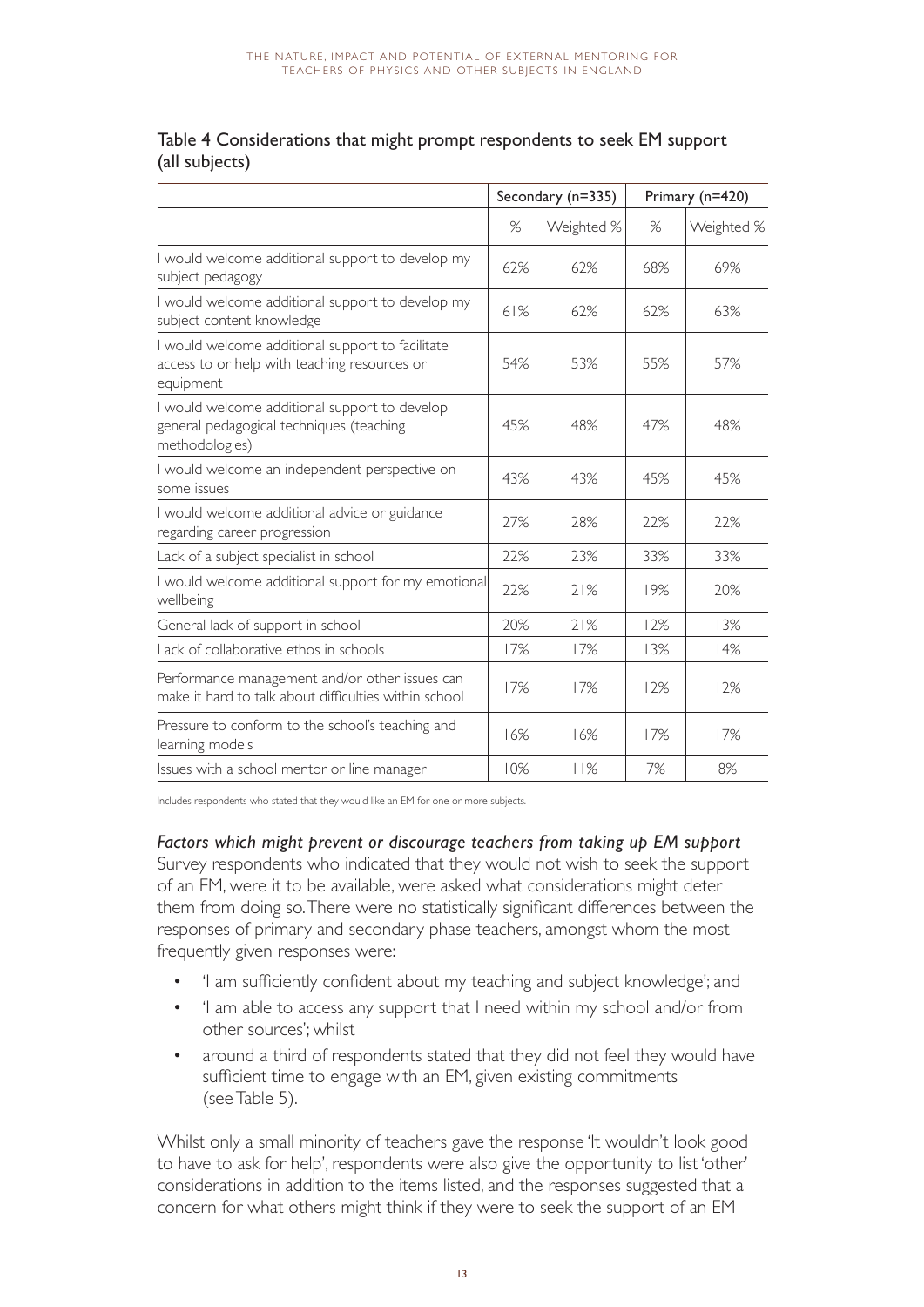Table 4 Considerations that might prompt respondents to seek EM support (all subjects)

| | Secondary (n=335) | | Primary (n=420) | |
|---|---|---|---|---|
| | % | Weighted % | % | Weighted % |
| I would welcome additional support to develop my subject pedagogy | 62% | 62% | 68% | 69% |
| I would welcome additional support to develop my subject content knowledge | 61% | 62% | 62% | 63% |
| I would welcome additional support to facilitate access to or help with teaching resources or equipment | 54% | 53% | 55% | 57% |
| I would welcome additional support to develop general pedagogical techniques (teaching methodologies) | 45% | 48% | 47% | 48% |
| I would welcome an independent perspective on some issues | 43% | 43% | 45% | 45% |
| I would welcome additional advice or guidance regarding career progression | 27% | 28% | 22% | 22% |
| Lack of a subject specialist in school | 22% | 23% | 33% | 33% |
| I would welcome additional support for my emotional wellbeing | 22% | 21% | 19% | 20% |
| General lack of support in school | 20% | 21% | 12% | 13% |
| Lack of collaborative ethos in schools | 17% | 17% | 13% | 14% |
| Performance management and/or other issues can make it hard to talk about difficulties within school | 17% | 17% | 12% | 12% |
| Pressure to conform to the school's teaching and learning models | 16% | 16% | 17% | 17% |
| Issues with a school mentor or line manager | 10% | 11% | 7% | 8% |

Includes respondents who stated that they would like an EM for one or more subjects.

*Factors which might prevent or discourage teachers from taking up EM support*

Survey respondents who indicated that they would not wish to seek the support of an EM, were it to be available, were asked what considerations might deter them from doing so. There were no statistically significant differences between the responses of primary and secondary phase teachers, amongst whom the most frequently given responses were:

- 'I am sufficiently confident about my teaching and subject knowledge'; and
- 'I am able to access any support that I need within my school and/or from other sources'; whilst
- around a third of respondents stated that they did not feel they would have sufficient time to engage with an EM, given existing commitments (see Table 5).

Whilst only a small minority of teachers gave the response 'It wouldn't look good to have to ask for help', respondents were also give the opportunity to list 'other' considerations in addition to the items listed, and the responses suggested that a concern for what others might think if they were to seek the support of an EM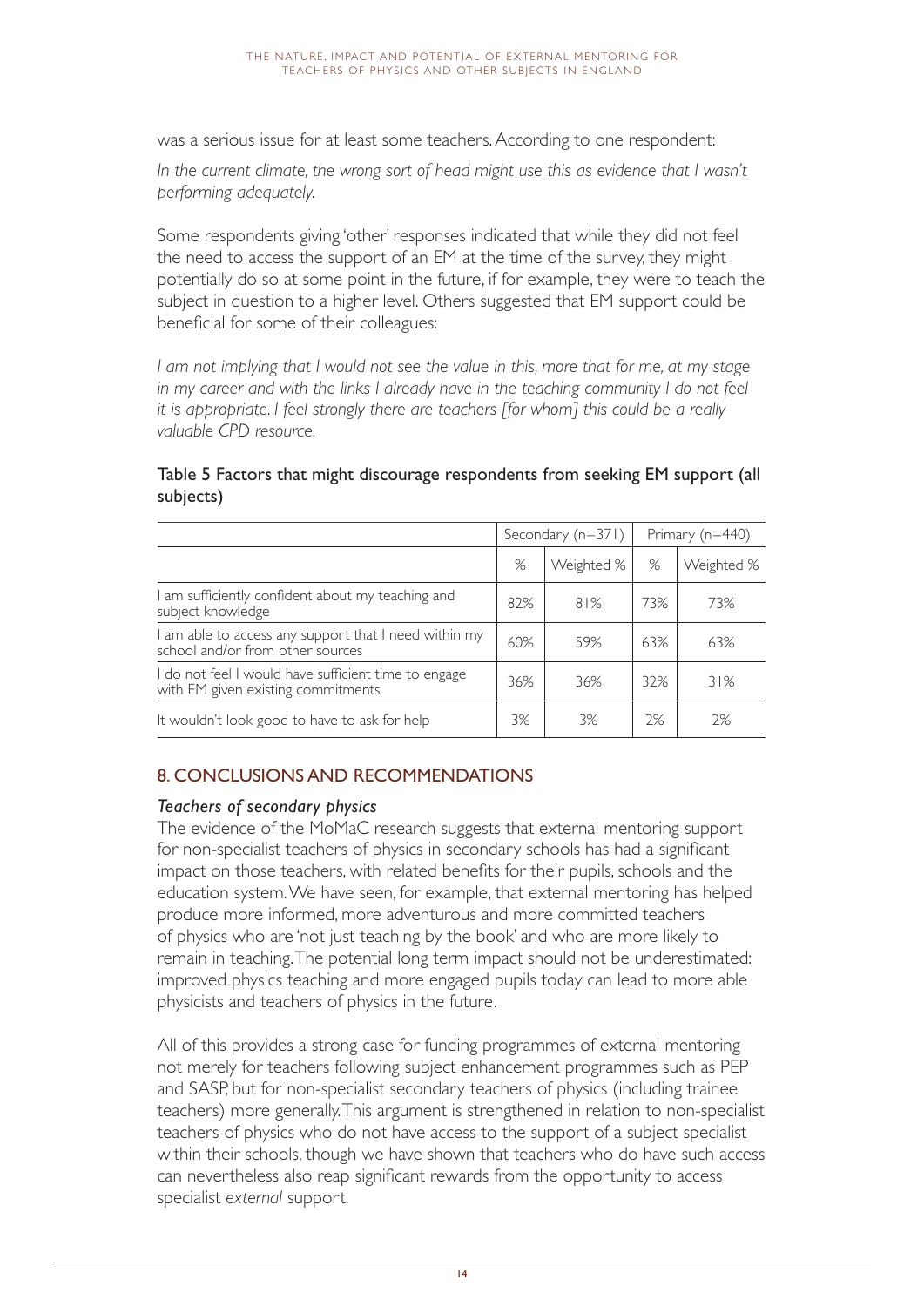was a serious issue for at least some teachers. According to one respondent:

*In the current climate, the wrong sort of head might use this as evidence that I wasn't performing adequately.*

Some respondents giving 'other' responses indicated that while they did not feel the need to access the support of an EM at the time of the survey, they might potentially do so at some point in the future, if for example, they were to teach the subject in question to a higher level. Others suggested that EM support could be beneficial for some of their colleagues:

*I am not implying that I would not see the value in this, more that for me, at my stage in my career and with the links I already have in the teaching community I do not feel it is appropriate. I feel strongly there are teachers [for whom] this could be a really valuable CPD resource.*

Table 5 Factors that might discourage respondents from seeking EM support (all subjects)

| | Secondary (n=371) | | Primary (n=440) | |
|---|---|---|---|---|
| | % | Weighted % | % | Weighted % |
| I am sufficiently confident about my teaching and subject knowledge | 82% | 81% | 73% | 73% |
| I am able to access any support that I need within my school and/or from other sources | 60% | 59% | 63% | 63% |
| I do not feel I would have sufficient time to engage with EM given existing commitments | 36% | 36% | 32% | 31% |
| It wouldn't look good to have to ask for help | 3% | 3% | 2% | 2% |

## 8. CONCLUSIONS AND RECOMMENDATIONS

### *Teachers of secondary physics*

The evidence of the MoMaC research suggests that external mentoring support for non-specialist teachers of physics in secondary schools has had a significant impact on those teachers, with related benefits for their pupils, schools and the education system. We have seen, for example, that external mentoring has helped produce more informed, more adventurous and more committed teachers of physics who are 'not just teaching by the book' and who are more likely to remain in teaching. The potential long term impact should not be underestimated: improved physics teaching and more engaged pupils today can lead to more able physicists and teachers of physics in the future.

All of this provides a strong case for funding programmes of external mentoring not merely for teachers following subject enhancement programmes such as PEP and SASP, but for non-specialist secondary teachers of physics (including trainee teachers) more generally. This argument is strengthened in relation to non-specialist teachers of physics who do not have access to the support of a subject specialist within their schools, though we have shown that teachers who do have such access can nevertheless also reap significant rewards from the opportunity to access specialist *external* support.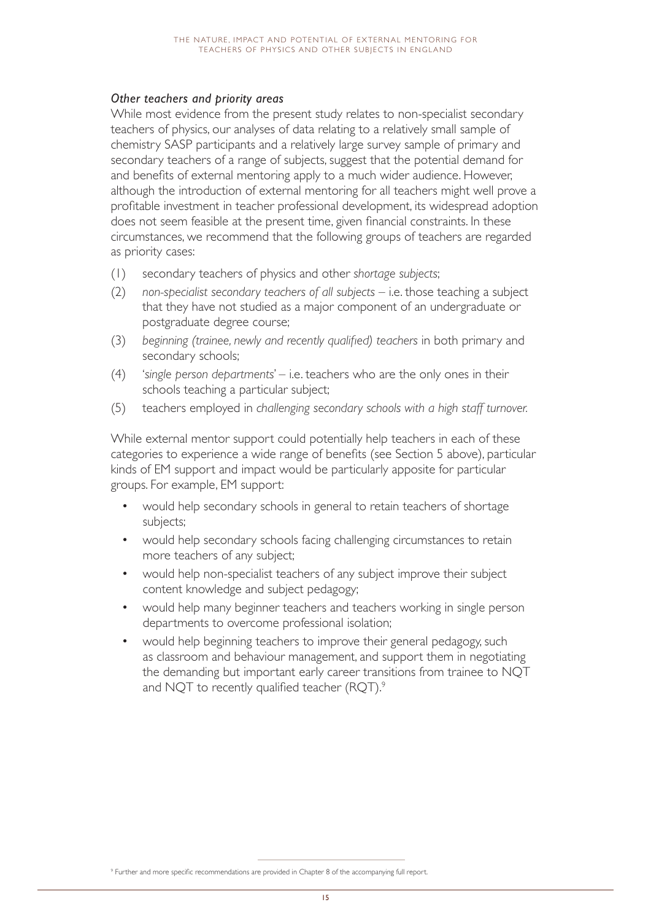*Other teachers and priority areas*

While most evidence from the present study relates to non-specialist secondary teachers of physics, our analyses of data relating to a relatively small sample of chemistry SASP participants and a relatively large survey sample of primary and secondary teachers of a range of subjects, suggest that the potential demand for and benefits of external mentoring apply to a much wider audience. However, although the introduction of external mentoring for all teachers might well prove a profitable investment in teacher professional development, its widespread adoption does not seem feasible at the present time, given financial constraints. In these circumstances, we recommend that the following groups of teachers are regarded as priority cases:

(1) secondary teachers of physics and other *shortage subjects*;

(2) *non-specialist secondary teachers of all subjects* – i.e. those teaching a subject that they have not studied as a major component of an undergraduate or postgraduate degree course;

(3) *beginning (trainee, newly and recently qualified) teachers* in both primary and secondary schools;

(4) '*single person departments*' – i.e. teachers who are the only ones in their schools teaching a particular subject;

(5) teachers employed in *challenging secondary schools with a high staff turnover.*

While external mentor support could potentially help teachers in each of these categories to experience a wide range of benefits (see Section 5 above), particular kinds of EM support and impact would be particularly apposite for particular groups. For example, EM support:

- would help secondary schools in general to retain teachers of shortage subjects;
- would help secondary schools facing challenging circumstances to retain more teachers of any subject;
- would help non-specialist teachers of any subject improve their subject content knowledge and subject pedagogy;
- would help many beginner teachers and teachers working in single person departments to overcome professional isolation;
- would help beginning teachers to improve their general pedagogy, such as classroom and behaviour management, and support them in negotiating the demanding but important early career transitions from trainee to NQT and NQT to recently qualified teacher (RQT).[9]

[9] Further and more specific recommendations are provided in Chapter 8 of the accompanying full report.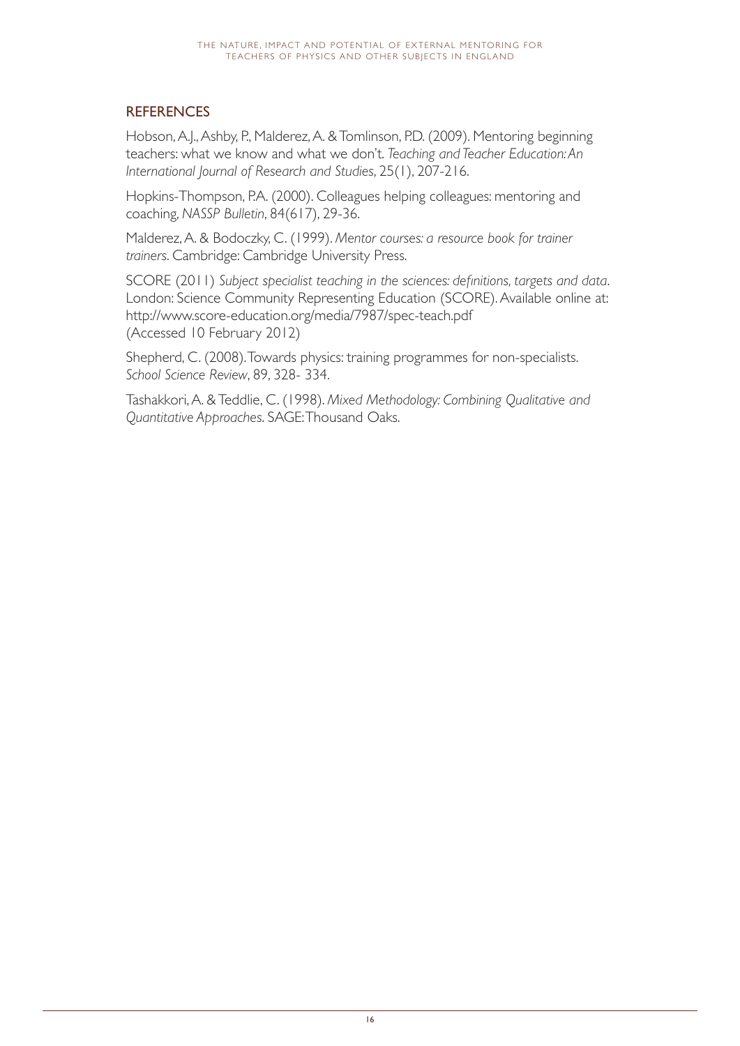## REFERENCES

Hobson, A.J., Ashby, P., Malderez, A. & Tomlinson, P.D. (2009). Mentoring beginning teachers: what we know and what we don't. *Teaching and Teacher Education: An International Journal of Research and Studies*, 25(1), 207-216.

Hopkins-Thompson, P.A. (2000). Colleagues helping colleagues: mentoring and coaching, *NASSP Bulletin*, 84(617), 29-36.

Malderez, A. & Bodoczky, C. (1999). *Mentor courses: a resource book for trainer trainers*. Cambridge: Cambridge University Press.

SCORE (2011) *Subject specialist teaching in the sciences: definitions, targets and data*. London: Science Community Representing Education (SCORE). Available online at: http://www.score-education.org/media/7987/spec-teach.pdf (Accessed 10 February 2012)

Shepherd, C. (2008). Towards physics: training programmes for non-specialists. *School Science Review*, 89, 328- 334.

Tashakkori, A. & Teddlie, C. (1998). *Mixed Methodology: Combining Qualitative and Quantitative Approaches*. SAGE: Thousand Oaks.